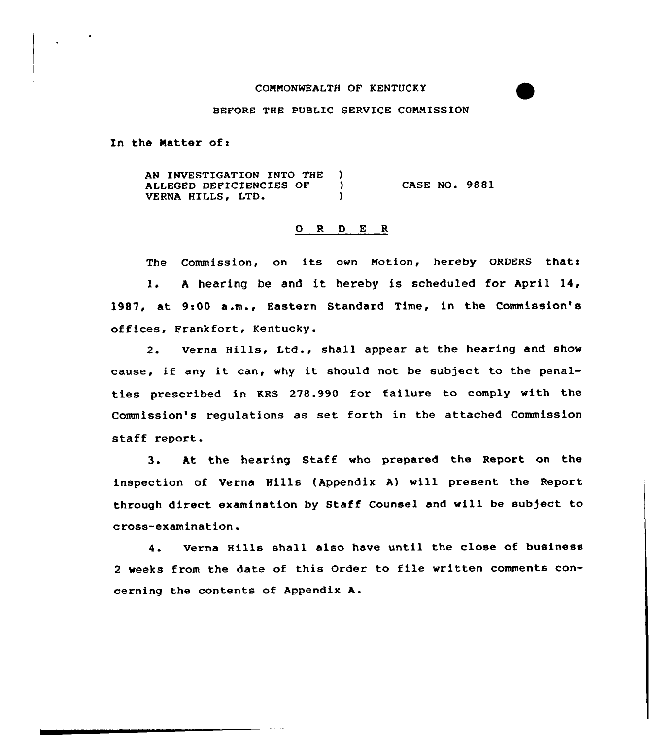COMMONWEALTH OF KENTUCKY

BEFORE THE PUBLIC SERVICE COMMISSION

In the Matter of:

| | | |
|---|---|---|
| AN INVESTIGATION INTO THE ALLEGED DEFICIENCIES OF VERNA HILLS, LTD. | ) ) ) | CASE NO. 9881 |

## O R D E R

The Commission, on its own Motion, hereby ORDERS that:

1. A hearing be and it hereby is scheduled for April 14, 1987, at 9:00 a.m., Eastern Standard Time, in the Commission's offices, Frankfort, Kentucky.

2. Verna Hills, Ltd., shall appear at the hearing and show cause, if any it can, why it should not be subject to the penalties prescribed in KRS 278.990 for failure to comply with the Commission's regulations as set forth in the attached Commission staff report.

3. At the hearing Staff who prepared the Report on the inspection of Verna Hills (Appendix A) will present the Report through direct examination by Staff Counsel and will be subject to cross-examination.

4. Verna Hills shall also have until the close of business 2 weeks from the date of this Order to file written comments concerning the contents of Appendix A.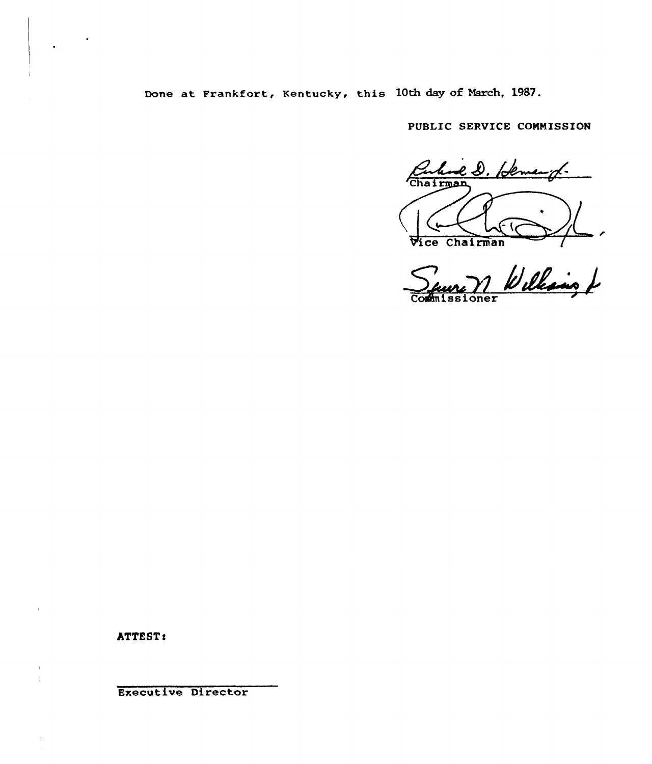Done at Frankfort, Kentucky, this 10th day of March, 1987.

PUBLIC SERVICE COMMISSION

Chairman

Vice Chairman

Commissioner

ATTEST:

Executive Director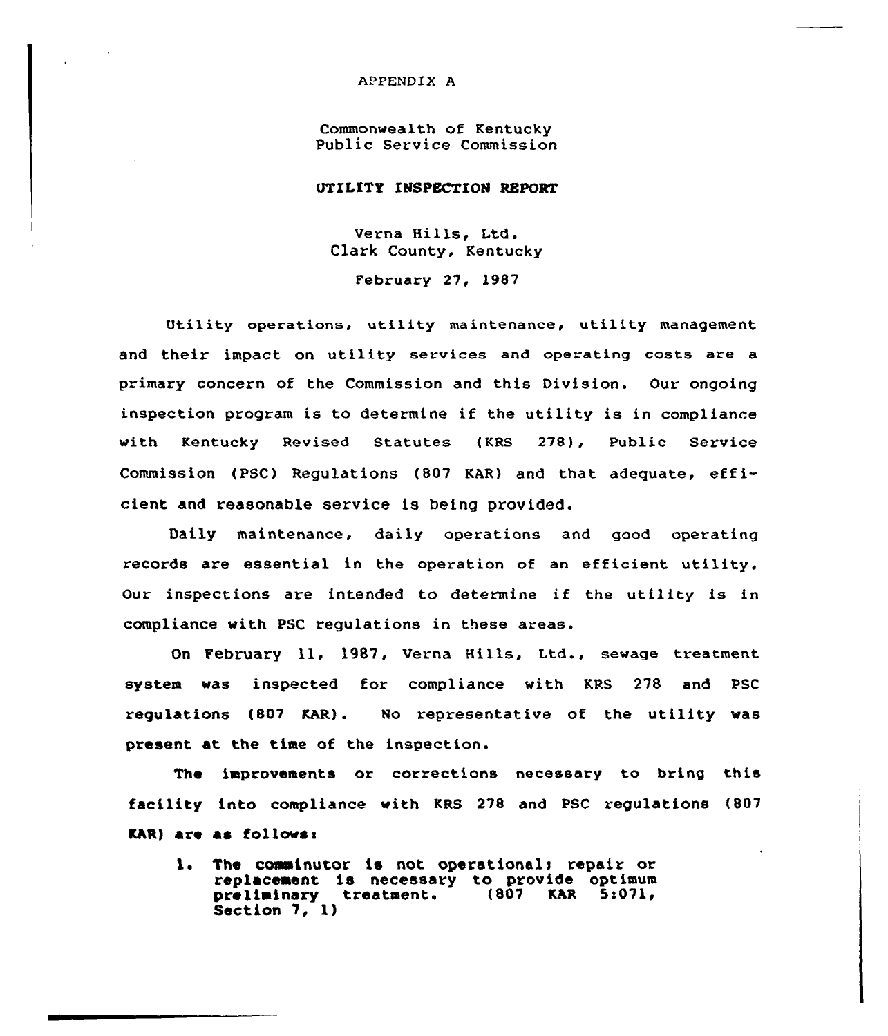APPENDIX A

Commonwealth of Kentucky
Public Service Commission

**UTILITY INSPECTION REPORT**

Verna Hills, Ltd.
Clark County, Kentucky

February 27, 1987

Utility operations, utility maintenance, utility management and their impact on utility services and operating costs are a primary concern of the Commission and this Division. Our ongoing inspection program is to determine if the utility is in compliance with Kentucky Revised Statutes (KRS 278), Public Service Commission (PSC) Regulations (807 KAR) and that adequate, efficient and reasonable service is being provided.

Daily maintenance, daily operations and good operating records are essential in the operation of an efficient utility. Our inspections are intended to determine if the utility is in compliance with PSC regulations in these areas.

On February 11, 1987, Verna Hills, Ltd., sewage treatment system was inspected for compliance with KRS 278 and PSC regulations (807 KAR). No representative of the utility was present at the time of the inspection.

The improvements or corrections necessary to bring this facility into compliance with KRS 278 and PSC regulations (807 KAR) are as follows:

1. The comminutor is not operational; repair or replacement is necessary to provide optimum preliminary treatment. (807 KAR 5:071, Section 7, 1)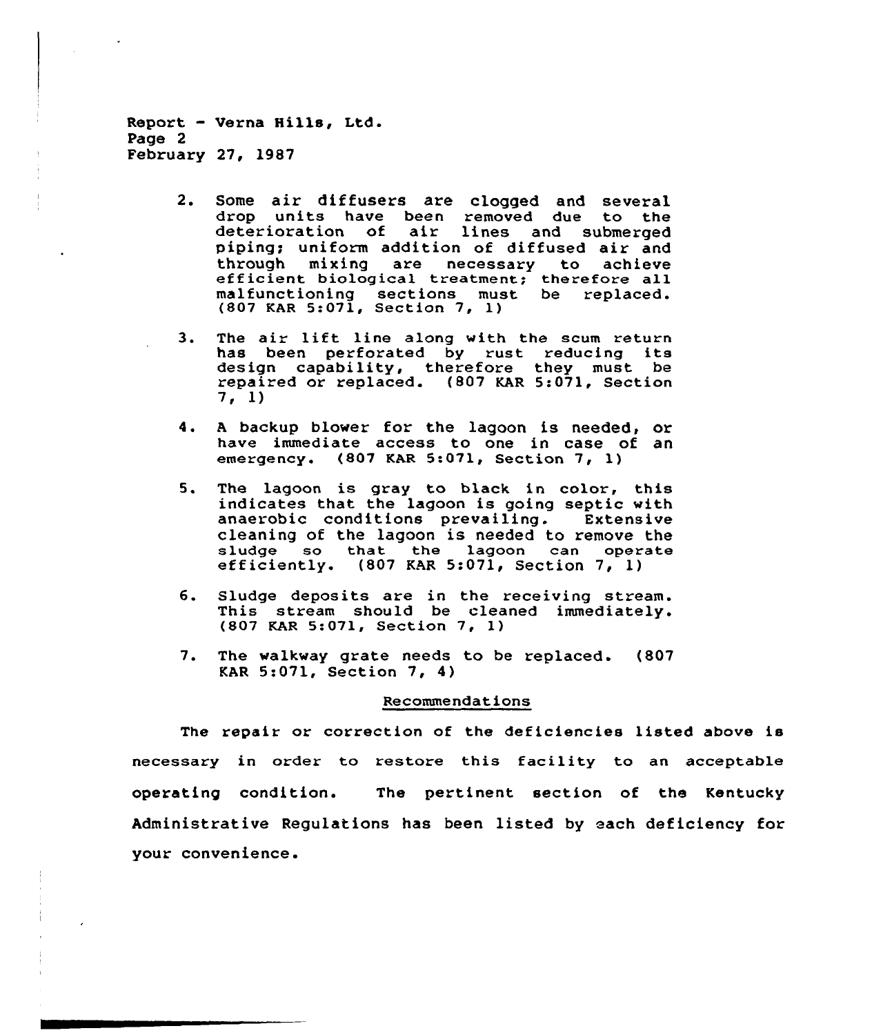Report - Verna Hills, Ltd.
Page 2
February 27, 1987

2. Some air diffusers are clogged and several drop units have been removed due to the deterioration of air lines and submerged piping; uniform addition of diffused air and through mixing are necessary to achieve efficient biological treatment; therefore all malfunctioning sections must be replaced. (807 KAR 5:071, Section 7, 1)

3. The air lift line along with the scum return has been perforated by rust reducing its design capability, therefore they must be repaired or replaced. (807 KAR 5:071, Section 7, 1)

4. A backup blower for the lagoon is needed, or have immediate access to one in case of an emergency. (807 KAR 5:071, Section 7, 1)

5. The lagoon is gray to black in color, this indicates that the lagoon is going septic with anaerobic conditions prevailing. Extensive cleaning of the lagoon is needed to remove the sludge so that the lagoon can operate efficiently. (807 KAR 5:071, Section 7, 1)

6. Sludge deposits are in the receiving stream. This stream should be cleaned immediately. (807 KAR 5:071, Section 7, 1)

7. The walkway grate needs to be replaced. (807 KAR 5:071, Section 7, 4)

## Recommendations

The repair or correction of the deficiencies listed above is necessary in order to restore this facility to an acceptable operating condition. The pertinent section of the Kentucky Administrative Regulations has been listed by each deficiency for your convenience.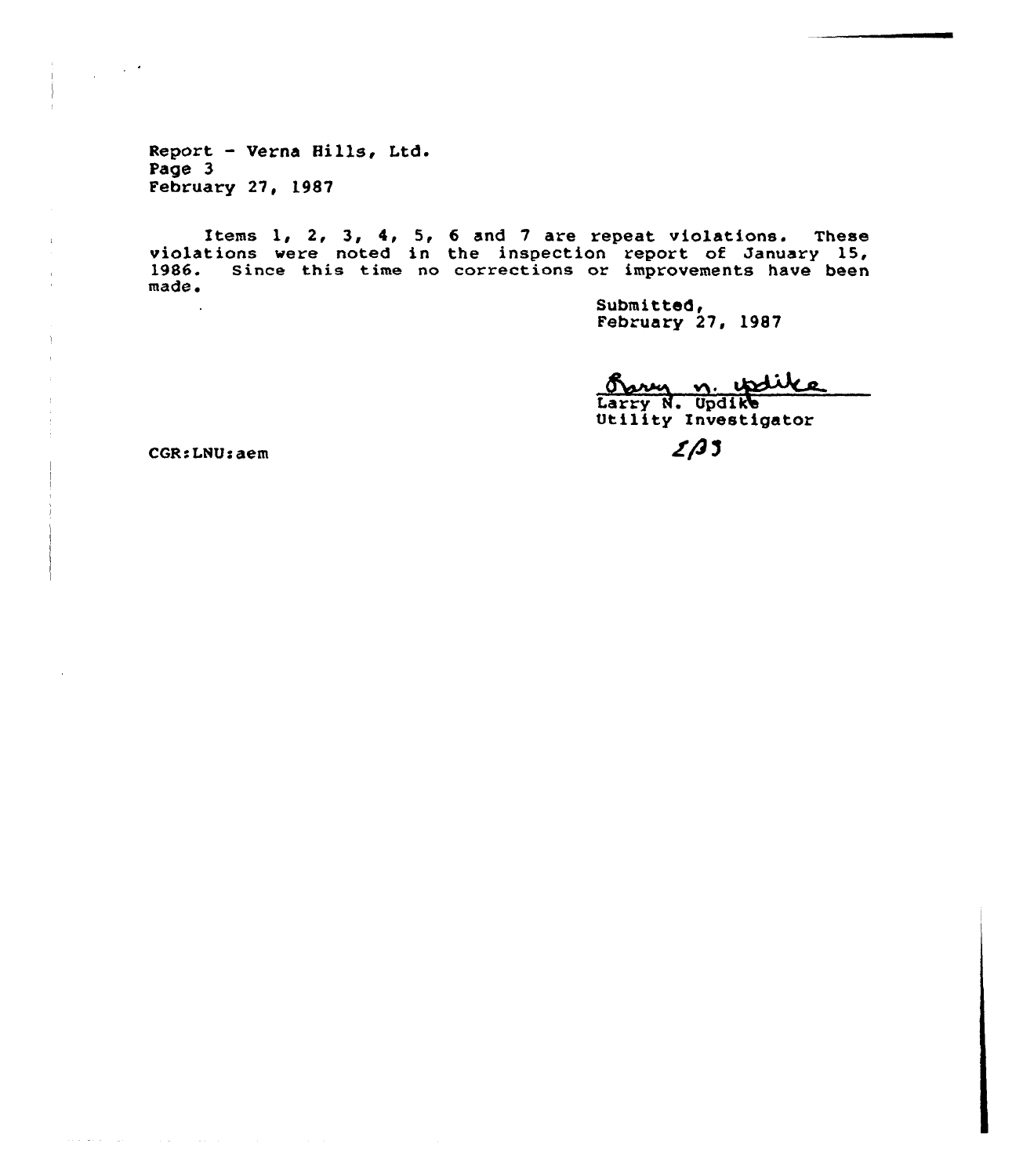Report - Verna Hills, Ltd.
Page 3
February 27, 1987

Items 1, 2, 3, 4, 5, 6 and 7 are repeat violations. These violations were noted in the inspection report of January 15, 1986. Since this time no corrections or improvements have been made.

Submitted,
February 27, 1987

Larry N. Updike
Utility Investigator

CGR:LNU:aem